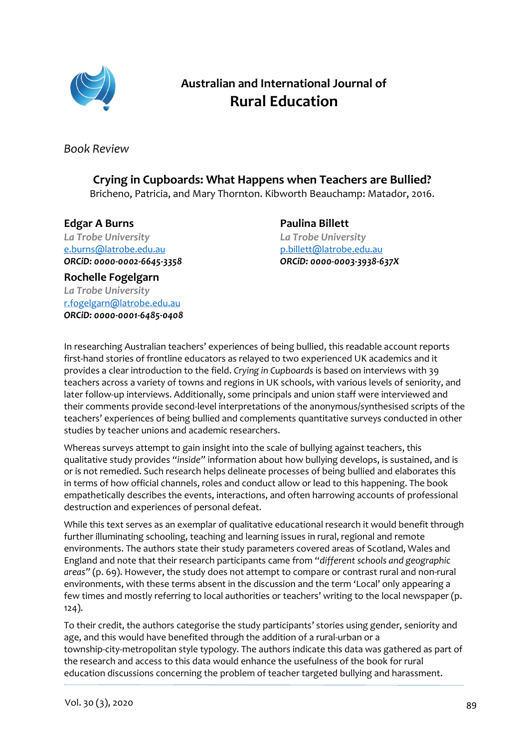Australian and International Journal of
**Rural Education**

*Book Review*

## Crying in Cupboards: What Happens when Teachers are Bullied?

Bricheno, Patricia, and Mary Thornton. Kibworth Beauchamp: Matador, 2016.

**Edgar A Burns**
*La Trobe University*
e.burns@latrobe.edu.au
***ORCiD: 0000-0002-6645-3358***

**Paulina Billett**
*La Trobe University*
p.billett@latrobe.edu.au
***ORCiD: 0000-0003-3938-637X***

**Rochelle Fogelgarn**
*La Trobe University*
r.fogelgarn@latrobe.edu.au
***ORCiD: 0000-0001-6485-0408***

In researching Australian teachers' experiences of being bullied, this readable account reports first-hand stories of frontline educators as relayed to two experienced UK academics and it provides a clear introduction to the field. *Crying in Cupboards* is based on interviews with 39 teachers across a variety of towns and regions in UK schools, with various levels of seniority, and later follow-up interviews. Additionally, some principals and union staff were interviewed and their comments provide second-level interpretations of the anonymous/synthesised scripts of the teachers' experiences of being bullied and complements quantitative surveys conducted in other studies by teacher unions and academic researchers.

Whereas surveys attempt to gain insight into the scale of bullying against teachers, this qualitative study provides *"inside"* information about how bullying develops, is sustained, and is or is not remedied. Such research helps delineate processes of being bullied and elaborates this in terms of how official channels, roles and conduct allow or lead to this happening. The book empathetically describes the events, interactions, and often harrowing accounts of professional destruction and experiences of personal defeat.

While this text serves as an exemplar of qualitative educational research it would benefit through further illuminating schooling, teaching and learning issues in rural, regional and remote environments. The authors state their study parameters covered areas of Scotland, Wales and England and note that their research participants came from *"different schools and geographic areas"* (p. 69). However, the study does not attempt to compare or contrast rural and non-rural environments, with these terms absent in the discussion and the term 'Local' only appearing a few times and mostly referring to local authorities or teachers' writing to the local newspaper (p. 124).

To their credit, the authors categorise the study participants' stories using gender, seniority and age, and this would have benefited through the addition of a rural-urban or a township-city-metropolitan style typology. The authors indicate this data was gathered as part of the research and access to this data would enhance the usefulness of the book for rural education discussions concerning the problem of teacher targeted bullying and harassment.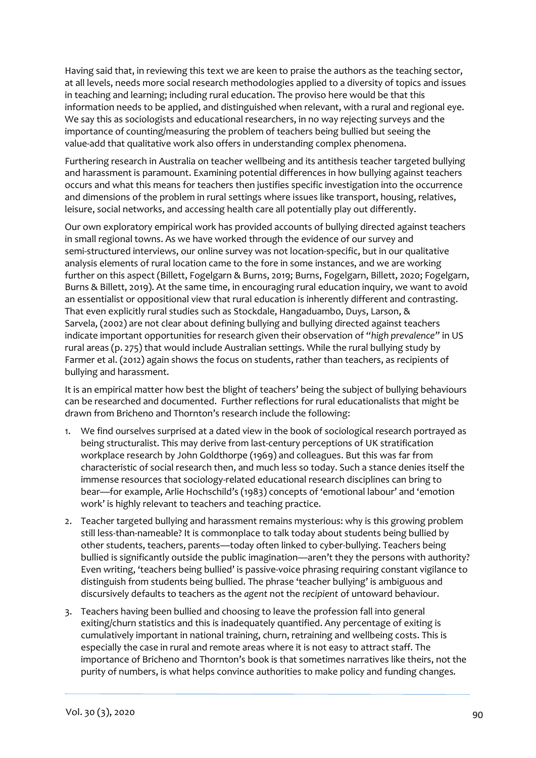Having said that, in reviewing this text we are keen to praise the authors as the teaching sector, at all levels, needs more social research methodologies applied to a diversity of topics and issues in teaching and learning; including rural education. The proviso here would be that this information needs to be applied, and distinguished when relevant, with a rural and regional eye. We say this as sociologists and educational researchers, in no way rejecting surveys and the importance of counting/measuring the problem of teachers being bullied but seeing the value-add that qualitative work also offers in understanding complex phenomena.

Furthering research in Australia on teacher wellbeing and its antithesis teacher targeted bullying and harassment is paramount. Examining potential differences in how bullying against teachers occurs and what this means for teachers then justifies specific investigation into the occurrence and dimensions of the problem in rural settings where issues like transport, housing, relatives, leisure, social networks, and accessing health care all potentially play out differently.

Our own exploratory empirical work has provided accounts of bullying directed against teachers in small regional towns. As we have worked through the evidence of our survey and semi-structured interviews, our online survey was not location-specific, but in our qualitative analysis elements of rural location came to the fore in some instances, and we are working further on this aspect (Billett, Fogelgarn & Burns, 2019; Burns, Fogelgarn, Billett, 2020; Fogelgarn, Burns & Billett, 2019). At the same time, in encouraging rural education inquiry, we want to avoid an essentialist or oppositional view that rural education is inherently different and contrasting. That even explicitly rural studies such as Stockdale, Hangaduambo, Duys, Larson, & Sarvela, (2002) are not clear about defining bullying and bullying directed against teachers indicate important opportunities for research given their observation of *"high prevalence"* in US rural areas (p. 275) that would include Australian settings. While the rural bullying study by Farmer et al. (2012) again shows the focus on students, rather than teachers, as recipients of bullying and harassment.

It is an empirical matter how best the blight of teachers' being the subject of bullying behaviours can be researched and documented. Further reflections for rural educationalists that might be drawn from Bricheno and Thornton's research include the following:

1. We find ourselves surprised at a dated view in the book of sociological research portrayed as being structuralist. This may derive from last-century perceptions of UK stratification workplace research by John Goldthorpe (1969) and colleagues. But this was far from characteristic of social research then, and much less so today. Such a stance denies itself the immense resources that sociology-related educational research disciplines can bring to bear—for example, Arlie Hochschild's (1983) concepts of 'emotional labour' and 'emotion work' is highly relevant to teachers and teaching practice.
2. Teacher targeted bullying and harassment remains mysterious: why is this growing problem still less-than-nameable? It is commonplace to talk today about students being bullied by other students, teachers, parents—today often linked to cyber-bullying. Teachers being bullied is significantly outside the public imagination—aren't they the persons with authority? Even writing, 'teachers being bullied' is passive-voice phrasing requiring constant vigilance to distinguish from students being bullied. The phrase 'teacher bullying' is ambiguous and discursively defaults to teachers as the *agent* not the *recipient* of untoward behaviour.
3. Teachers having been bullied and choosing to leave the profession fall into general exiting/churn statistics and this is inadequately quantified. Any percentage of exiting is cumulatively important in national training, churn, retraining and wellbeing costs. This is especially the case in rural and remote areas where it is not easy to attract staff. The importance of Bricheno and Thornton's book is that sometimes narratives like theirs, not the purity of numbers, is what helps convince authorities to make policy and funding changes.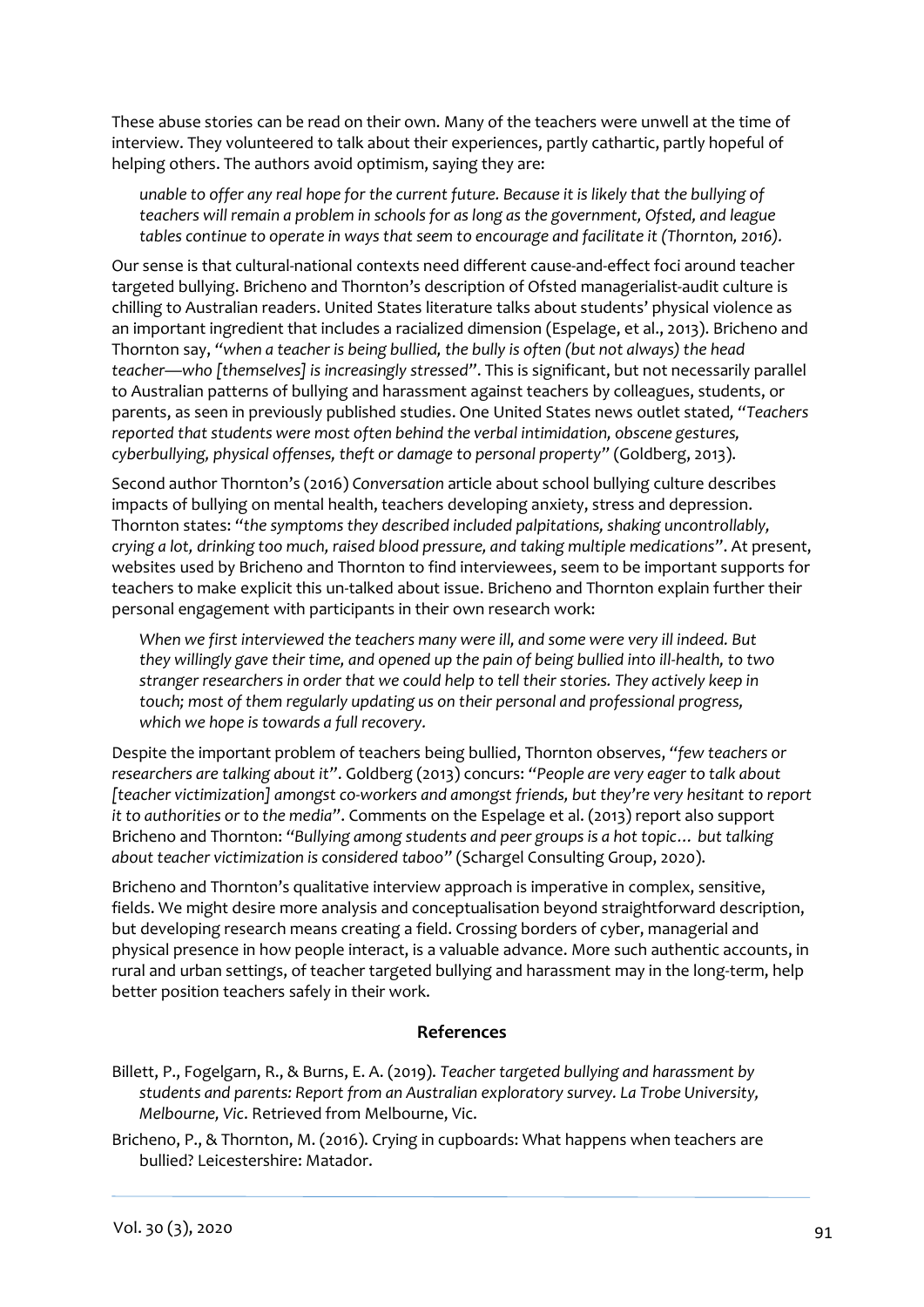These abuse stories can be read on their own. Many of the teachers were unwell at the time of interview. They volunteered to talk about their experiences, partly cathartic, partly hopeful of helping others. The authors avoid optimism, saying they are:

> *unable to offer any real hope for the current future. Because it is likely that the bullying of teachers will remain a problem in schools for as long as the government, Ofsted, and league tables continue to operate in ways that seem to encourage and facilitate it (Thornton, 2016).*

Our sense is that cultural-national contexts need different cause-and-effect foci around teacher targeted bullying. Bricheno and Thornton's description of Ofsted managerialist-audit culture is chilling to Australian readers. United States literature talks about students' physical violence as an important ingredient that includes a racialized dimension (Espelage, et al., 2013). Bricheno and Thornton say, "*when a teacher is being bullied, the bully is often (but not always) the head teacher—who [themselves] is increasingly stressed*". This is significant, but not necessarily parallel to Australian patterns of bullying and harassment against teachers by colleagues, students, or parents, as seen in previously published studies. One United States news outlet stated, "*Teachers reported that students were most often behind the verbal intimidation, obscene gestures, cyberbullying, physical offenses, theft or damage to personal property*" (Goldberg, 2013).

Second author Thornton's (2016) *Conversation* article about school bullying culture describes impacts of bullying on mental health, teachers developing anxiety, stress and depression. Thornton states: "*the symptoms they described included palpitations, shaking uncontrollably, crying a lot, drinking too much, raised blood pressure, and taking multiple medications*". At present, websites used by Bricheno and Thornton to find interviewees, seem to be important supports for teachers to make explicit this un-talked about issue. Bricheno and Thornton explain further their personal engagement with participants in their own research work:

> *When we first interviewed the teachers many were ill, and some were very ill indeed. But they willingly gave their time, and opened up the pain of being bullied into ill-health, to two stranger researchers in order that we could help to tell their stories. They actively keep in touch; most of them regularly updating us on their personal and professional progress, which we hope is towards a full recovery.*

Despite the important problem of teachers being bullied, Thornton observes, "*few teachers or researchers are talking about it*". Goldberg (2013) concurs: "*People are very eager to talk about [teacher victimization] amongst co-workers and amongst friends, but they're very hesitant to report it to authorities or to the media*". Comments on the Espelage et al. (2013) report also support Bricheno and Thornton: "*Bullying among students and peer groups is a hot topic… but talking about teacher victimization is considered taboo*" (Schargel Consulting Group, 2020).

Bricheno and Thornton's qualitative interview approach is imperative in complex, sensitive, fields. We might desire more analysis and conceptualisation beyond straightforward description, but developing research means creating a field. Crossing borders of cyber, managerial and physical presence in how people interact, is a valuable advance. More such authentic accounts, in rural and urban settings, of teacher targeted bullying and harassment may in the long-term, help better position teachers safely in their work.

## References

Billett, P., Fogelgarn, R., & Burns, E. A. (2019). *Teacher targeted bullying and harassment by students and parents: Report from an Australian exploratory survey. La Trobe University, Melbourne, Vic*. Retrieved from Melbourne, Vic.

Bricheno, P., & Thornton, M. (2016). Crying in cupboards: What happens when teachers are bullied? Leicestershire: Matador.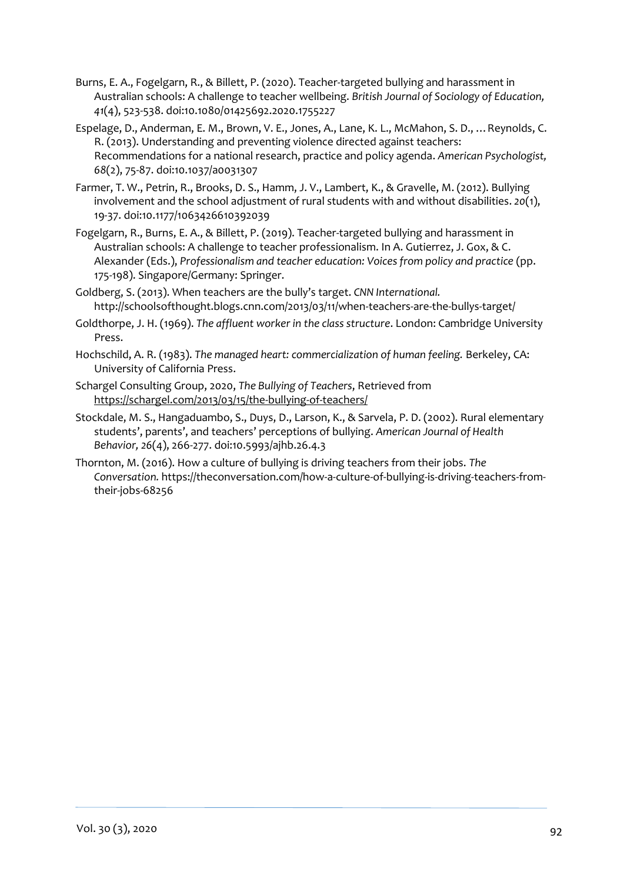Burns, E. A., Fogelgarn, R., & Billett, P. (2020). Teacher-targeted bullying and harassment in Australian schools: A challenge to teacher wellbeing. *British Journal of Sociology of Education, 41*(4), 523-538. doi:10.1080/01425692.2020.1755227

Espelage, D., Anderman, E. M., Brown, V. E., Jones, A., Lane, K. L., McMahon, S. D., … Reynolds, C. R. (2013). Understanding and preventing violence directed against teachers: Recommendations for a national research, practice and policy agenda. *American Psychologist, 68*(2), 75-87. doi:10.1037/a0031307

Farmer, T. W., Petrin, R., Brooks, D. S., Hamm, J. V., Lambert, K., & Gravelle, M. (2012). Bullying involvement and the school adjustment of rural students with and without disabilities. *20*(1), 19-37. doi:10.1177/1063426610392039

Fogelgarn, R., Burns, E. A., & Billett, P. (2019). Teacher-targeted bullying and harassment in Australian schools: A challenge to teacher professionalism. In A. Gutierrez, J. Gox, & C. Alexander (Eds.), *Professionalism and teacher education: Voices from policy and practice* (pp. 175-198). Singapore/Germany: Springer.

Goldberg, S. (2013). When teachers are the bully's target. *CNN International.* http://schoolsofthought.blogs.cnn.com/2013/03/11/when-teachers-are-the-bullys-target/

Goldthorpe, J. H. (1969). *The affluent worker in the class structure*. London: Cambridge University Press.

Hochschild, A. R. (1983). *The managed heart: commercialization of human feeling.* Berkeley, CA: University of California Press.

Schargel Consulting Group, 2020, *The Bullying of Teachers*, Retrieved from https://schargel.com/2013/03/15/the-bullying-of-teachers/

Stockdale, M. S., Hangaduambo, S., Duys, D., Larson, K., & Sarvela, P. D. (2002). Rural elementary students', parents', and teachers' perceptions of bullying. *American Journal of Health Behavior, 26*(4), 266-277. doi:10.5993/ajhb.26.4.3

Thornton, M. (2016). How a culture of bullying is driving teachers from their jobs. *The Conversation.* https://theconversation.com/how-a-culture-of-bullying-is-driving-teachers-from-their-jobs-68256